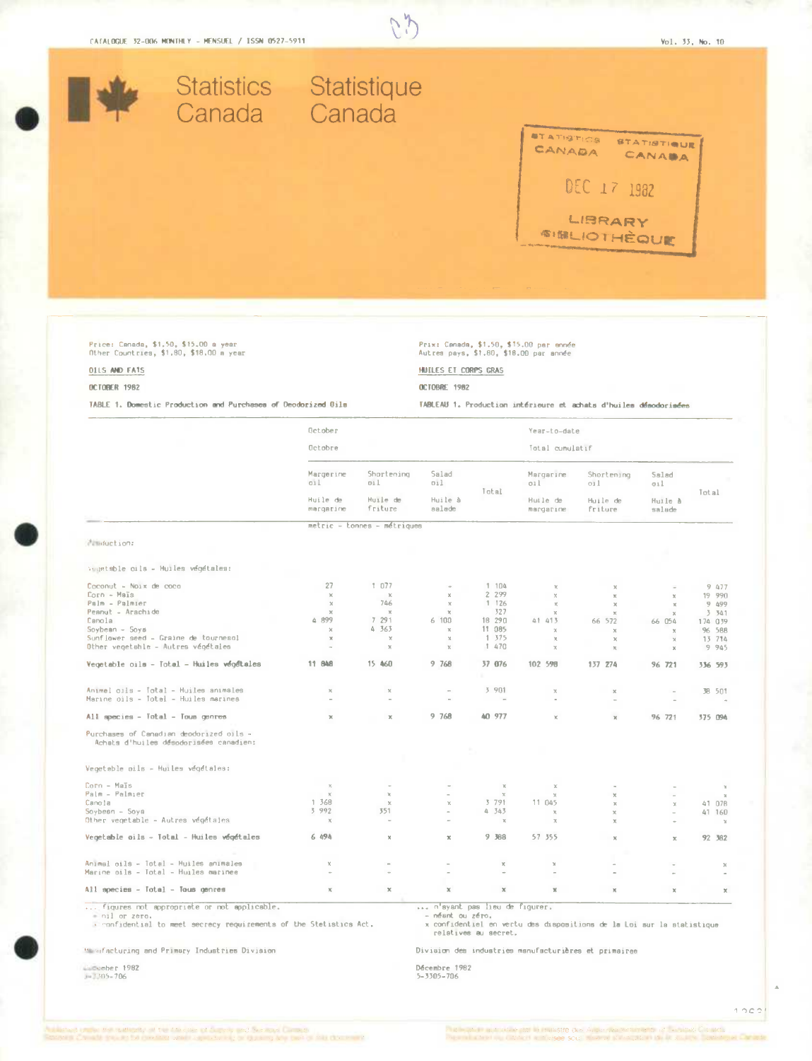CATALOGUE 32-006 MONTHLY - MENSUEL / ISSN 0527-5911

Vol. 33, No. 10

# Statistics Canada Statistique Canada

STATISTICS CANADA STATISTIQUE CANADA
DEC 17 1982
LIBRARY BIBLIOTHÈQUE

Price: Canada, $1.50, $15.00 a year
Other Countries, $1.80, $18.00 a year

Prix: Canada, $1.50, $15.00 par année
Autres pays, $1.80, $18.00 par année

OILS AND FATS

HUILES ET CORPS GRAS

OCTOBER 1982

OCTOBRE 1982

TABLE 1. Domestic Production and Purchases of Deodorized Oils

TABLEAU 1. Production intérieure et achats d'huiles désodorisées

| | October / Octobre | | | | Year-to-date / Total cumulatif | | | |
|---|---|---|---|---|---|---|---|---|
| | Margarine oil / Huile de margarine | Shortening oil / Huile de friture | Salad oil / Huile à salade | Total | Margarine oil / Huile de margarine | Shortening oil / Huile de friture | Salad oil / Huile à salade | Total |
| | metric - tonnes - métriques | | | | | | | |
| Production: | | | | | | | | |
| Vegetable oils - Huiles végétales: | | | | | | | | |
| Coconut - Noix de coco | 27 | 1 077 | - | 1 104 | x | x | - | 9 437 |
| Corn - Maïs | x | x | x | 2 299 | x | x | x | 19 990 |
| Palm - Palmier | x | 746 | x | 1 126 | x | x | x | 9 499 |
| Peanut - Arachide | x | x | x | 327 | x | x | x | 3 341 |
| Canola | 4 899 | 7 291 | 6 100 | 18 290 | 41 413 | 66 572 | 66 054 | 174 039 |
| Soybean - Soya | x | 4 363 | x | 11 085 | x | x | x | 96 588 |
| Sunflower seed - Graine de tournesol | x | x | x | 1 375 | x | x | x | 13 714 |
| Other vegetable - Autres végétales | - | x | x | 1 470 | x | x | x | 9 945 |
| **Vegetable oils - Total - Huiles végétales** | **11 848** | **15 460** | **9 768** | **37 076** | **102 598** | **137 274** | **96 721** | **336 593** |
| Animal oils - Total - Huiles animales | x | x | - | 3 901 | x | x | - | 38 501 |
| Marine oils - Total - Huiles marines | - | - | - | - | - | - | - | - |
| **All species - Total - Tous genres** | **x** | **x** | **9 768** | **40 977** | **x** | **x** | **96 721** | **375 094** |
| Purchases of Canadian deodorized oils - Achats d'huiles désodorisées canadien: | | | | | | | | |
| Vegetable oils - Huiles végétales: | | | | | | | | |
| Corn - Maïs | x | - | - | x | x | - | - | x |
| Palm - Palmier | x | x | - | x | x | x | - | x |
| Canola | 1 368 | x | x | 3 791 | 11 045 | x | x | 41 078 |
| Soybean - Soya | 3 992 | 351 | - | 4 343 | x | x | - | 41 160 |
| Other vegetable - Autres végétales | x | - | - | x | x | x | - | x |
| **Vegetable oils - Total - Huiles végétales** | **6 494** | **x** | **x** | **9 388** | **57 355** | **x** | **x** | **92 382** |
| Animal oils - Total - Huiles animales | x | - | - | x | x | - | - | x |
| Marine oils - Total - Huiles marines | - | - | - | - | - | - | - | - |
| **All species - Total - Tous genres** | **x** | **x** | **x** | **x** | **x** | **x** | **x** | **x** |

... figures not appropriate or not applicable.
- nil or zero.
x confidential to meet secrecy requirements of the Statistics Act.

... n'ayant pas lieu de figurer.
- néant ou zéro.
x confidentiel en vertu des dispositions de la Loi sur la statistique relatives au secret.

Manufacturing and Primary Industries Division

Division des industries manufacturières et primaires

December 1982
5-3305-706

Décembre 1982
5-3305-706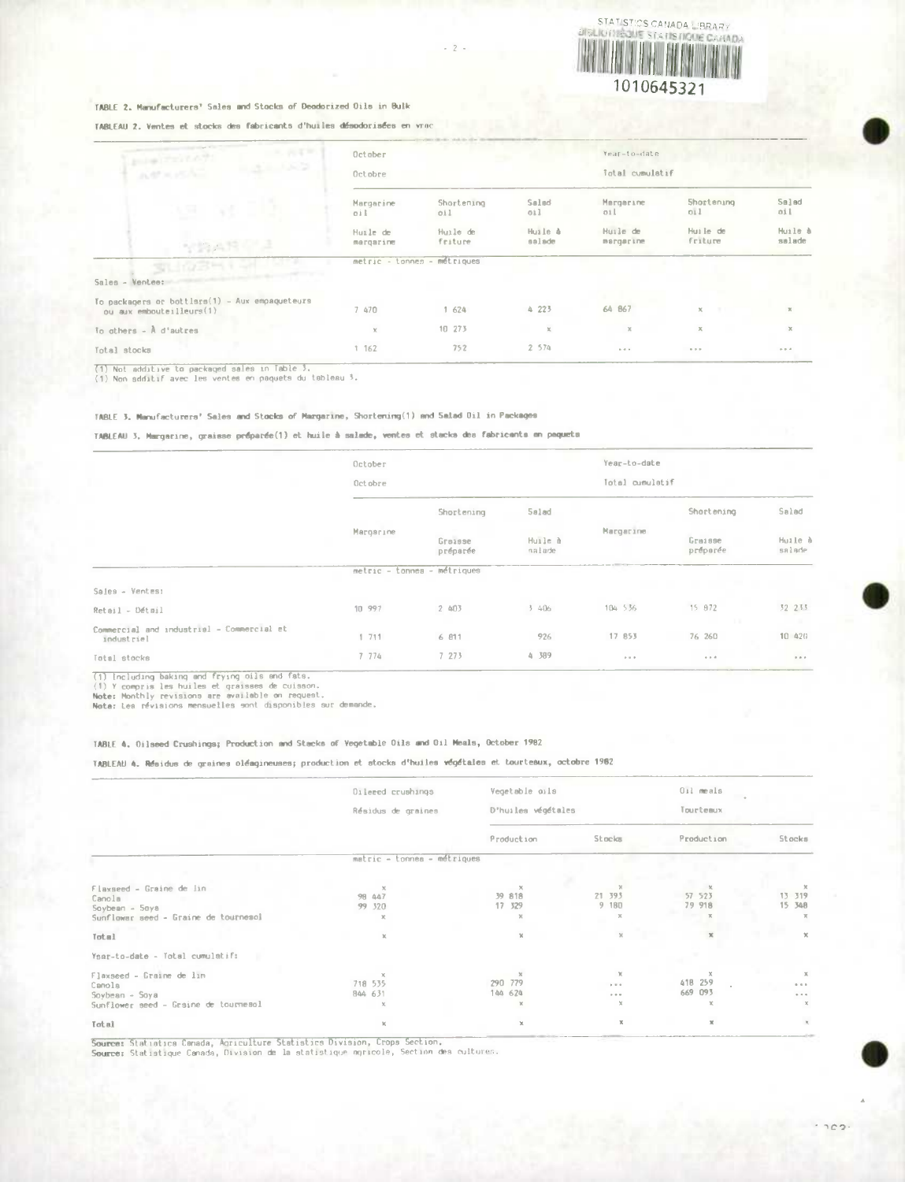**TABLE 2. Manufacturers' Sales and Stocks of Deodorized Oils in Bulk**

**TABLEAU 2. Ventes et stocks des fabricants d'huiles désodorisées en vrac**

| | October Octobre | | | Year-to-date Total cumulatif | | |
|---|---|---|---|---|---|---|
| | Margarine oil Huile de margarine | Shortening oil Huile de friture | Salad oil Huile à salade | Margarine oil Huile de margarine | Shortening oil Huile de friture | Salad oil Huile à salade |
| | metric - tonnes - métriques | | | | | |
| Sales - Ventes: | | | | | | |
| To packagers or bottlers(1) - Aux empaqueteurs ou aux embouteilleurs(1) | 7 470 | 1 624 | 4 223 | 64 867 | x | x |
| To others - À d'autres | x | 10 273 | x | x | x | x |
| Total stocks | 1 162 | 752 | 2 574 | ... | ... | ... |

(1) Not additive to packaged sales in Table 3.
(1) Non additif avec les ventes en paquets du tableau 3.

**TABLE 3. Manufacturers' Sales and Stocks of Margarine, Shortening(1) and Salad Oil in Packages**

**TABLEAU 3. Margarine, graisse préparée(1) et huile à salade, ventes et stocks des fabricants en paquets**

| | October Octobre | | | Year-to-date Total cumulatif | | |
|---|---|---|---|---|---|---|
| | Margarine | Shortening Graisse préparée | Salad Huile à salade | Margarine | Shortening Graisse préparée | Salad Huile à salade |
| | metric - tonnes - métriques | | | | | |
| Sales - Ventes: | | | | | | |
| Retail - Détail | 10 997 | 2 403 | 3 406 | 104 536 | 15 872 | 32 233 |
| Commercial and industrial - Commercial et industriel | 1 711 | 6 811 | 926 | 17 853 | 76 260 | 10 420 |
| Total stocks | 7 774 | 7 273 | 4 389 | ... | ... | ... |

(1) Including baking and frying oils and fats.
(1) Y compris les huiles et graisses de cuisson.
**Note:** Monthly revisions are available on request.
**Note:** Les révisions mensuelles sont disponibles sur demande.

**TABLE 4. Oilseed Crushings; Production and Stocks of Vegetable Oils and Oil Meals, October 1982**

**TABLEAU 4. Résidus de graines oléagineuses; production et stocks d'huiles végétales et tourteaux, octobre 1982**

| | Oilseed crushings Résidus de graines | Vegetable oils D'huiles végétales | | Oil meals Tourteaux | |
|---|---|---|---|---|---|
| | | Production | Stocks | Production | Stocks |
| | metric - tonnes - métriques | | | | |
| Flaxseed - Graine de lin | x | x | x | x | x |
| Canola | 98 447 | 39 818 | 21 393 | 57 523 | 13 319 |
| Soybean - Soya | 99 320 | 17 329 | 9 180 | 79 918 | 15 348 |
| Sunflower seed - Graine de tournesol | x | x | x | x | x |
| **Total** | x | x | x | x | x |
| Year-to-date - Total cumulatif: | | | | | |
| Flaxseed - Graine de lin | x | x | x | x | x |
| Canola | 718 535 | 290 779 | ... | 418 259 | ... |
| Soybean - Soya | 844 631 | 144 624 | ... | 669 093 | ... |
| Sunflower seed - Graine de tournesol | x | x | x | x | x |
| **Total** | x | x | x | x | x |

**Source:** Statistics Canada, Agriculture Statistics Division, Crops Section.
**Source:** Statistique Canada, Division de la statistique agricole, Section des cultures.